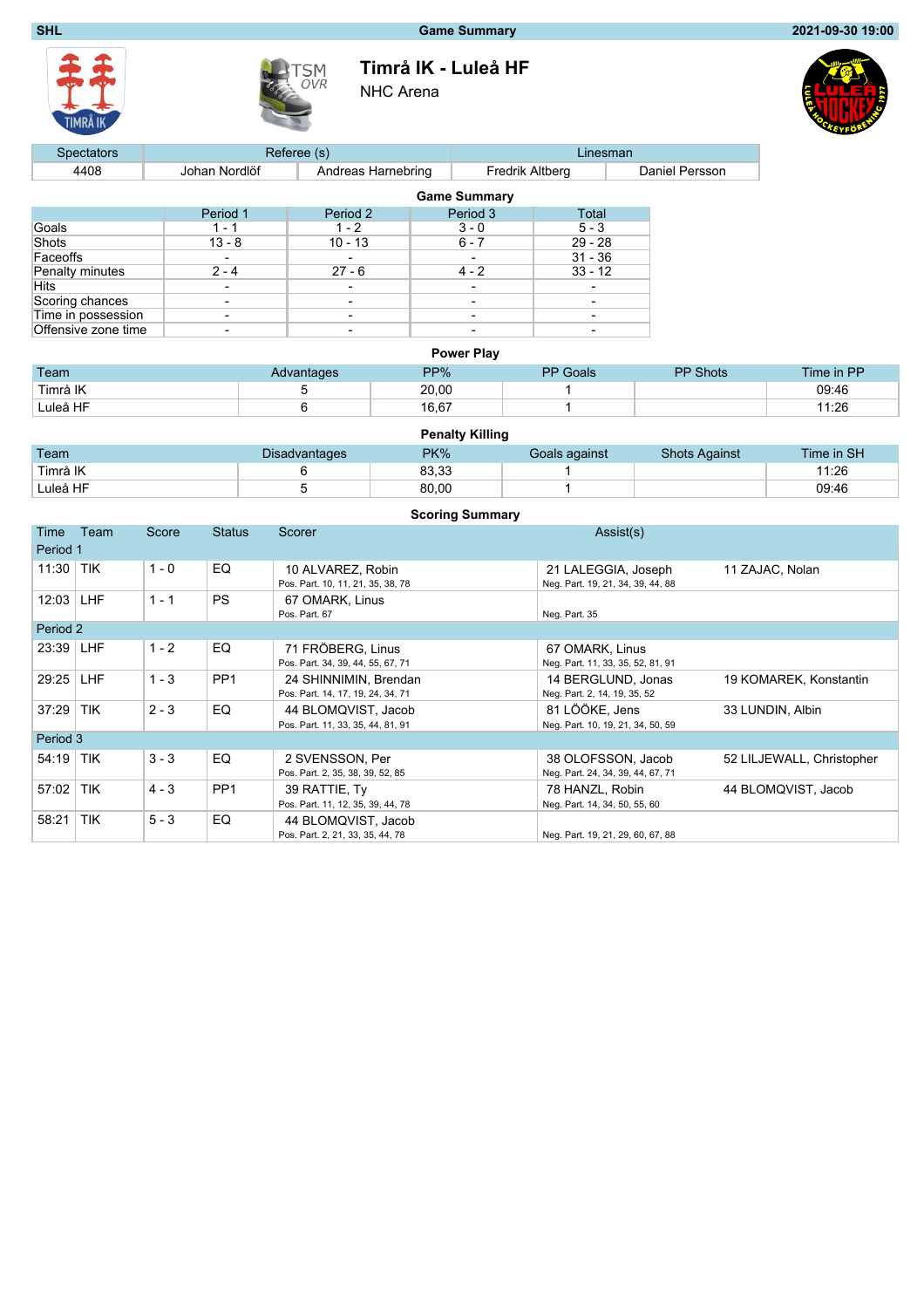SHL | Game Summary | 2021-09-30 19:00

# Timrå IK - Luleå HF

NHC Arena

| Spectators | Referee (s) | | Linesman | |
|---|---|---|---|---|
| 4408 | Johan Nordlöf | Andreas Harnebring | Fredrik Altberg | Daniel Persson |

## Game Summary

| | Period 1 | Period 2 | Period 3 | Total |
|---|---|---|---|---|
| Goals | 1 - 1 | 1 - 2 | 3 - 0 | 5 - 3 |
| Shots | 13 - 8 | 10 - 13 | 6 - 7 | 29 - 28 |
| Faceoffs | - | - | - | 31 - 36 |
| Penalty minutes | 2 - 4 | 27 - 6 | 4 - 2 | 33 - 12 |
| Hits | - | - | - | - |
| Scoring chances | - | - | - | - |
| Time in possession | - | - | - | - |
| Offensive zone time | - | - | - | - |

## Power Play

| Team | Advantages | PP% | PP Goals | PP Shots | Time in PP |
|---|---|---|---|---|---|
| Timrå IK | 5 | 20,00 | 1 | | 09:46 |
| Luleå HF | 6 | 16,67 | 1 | | 11:26 |

## Penalty Killing

| Team | Disadvantages | PK% | Goals against | Shots Against | Time in SH |
|---|---|---|---|---|---|
| Timrå IK | 6 | 83,33 | 1 | | 11:26 |
| Luleå HF | 5 | 80,00 | 1 | | 09:46 |

## Scoring Summary

| Time | Team | Score | Status | Scorer | Assist(s) | |
|---|---|---|---|---|---|---|
| **Period 1** | | | | | | |
| 11:30 | TIK | 1 - 0 | EQ | 10 ALVAREZ, Robin<br>Pos. Part. 10, 11, 21, 35, 38, 78 | 21 LALEGGIA, Joseph<br>Neg. Part. 19, 21, 34, 39, 44, 88 | 11 ZAJAC, Nolan |
| 12:03 | LHF | 1 - 1 | PS | 67 OMARK, Linus<br>Pos. Part. 67 | Neg. Part. 35 | |
| **Period 2** | | | | | | |
| 23:39 | LHF | 1 - 2 | EQ | 71 FRÖBERG, Linus<br>Pos. Part. 34, 39, 44, 55, 67, 71 | 67 OMARK, Linus<br>Neg. Part. 11, 33, 35, 52, 81, 91 | |
| 29:25 | LHF | 1 - 3 | PP1 | 24 SHINNIMIN, Brendan<br>Pos. Part. 14, 17, 19, 24, 34, 71 | 14 BERGLUND, Jonas<br>Neg. Part. 2, 14, 19, 35, 52 | 19 KOMAREK, Konstantin |
| 37:29 | TIK | 2 - 3 | EQ | 44 BLOMQVIST, Jacob<br>Pos. Part. 11, 33, 35, 44, 81, 91 | 81 LÖÖKE, Jens<br>Neg. Part. 10, 19, 21, 34, 50, 59 | 33 LUNDIN, Albin |
| **Period 3** | | | | | | |
| 54:19 | TIK | 3 - 3 | EQ | 2 SVENSSON, Per<br>Pos. Part. 2, 35, 38, 39, 52, 85 | 38 OLOFSSON, Jacob<br>Neg. Part. 24, 34, 39, 44, 67, 71 | 52 LILJEWALL, Christopher |
| 57:02 | TIK | 4 - 3 | PP1 | 39 RATTIE, Ty<br>Pos. Part. 11, 12, 35, 39, 44, 78 | 78 HANZL, Robin<br>Neg. Part. 14, 34, 50, 55, 60 | 44 BLOMQVIST, Jacob |
| 58:21 | TIK | 5 - 3 | EQ | 44 BLOMQVIST, Jacob<br>Pos. Part. 2, 21, 33, 35, 44, 78 | Neg. Part. 19, 21, 29, 60, 67, 88 | |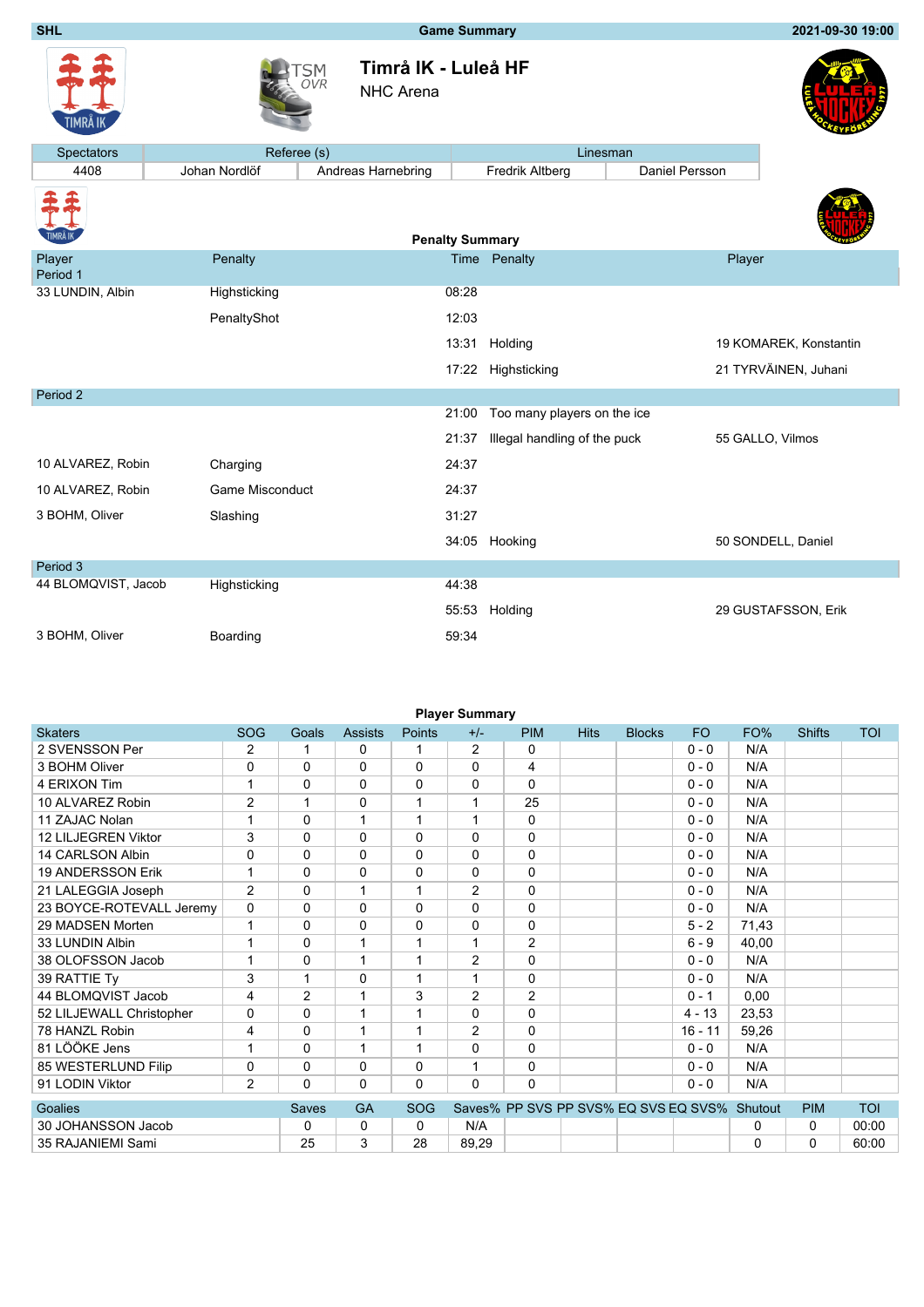SHL | **Game Summary** | 2021-09-30 19:00

# Timrå IK - Luleå HF

NHC Arena

| Spectators | Referee (s) | | Linesman | |
|---|---|---|---|---|
| 4408 | Johan Nordlöf | Andreas Harnebring | Fredrik Altberg | Daniel Persson |

## Penalty Summary

| Player | Penalty | Time | Penalty | Player |
|---|---|---|---|---|
| **Period 1** | | | | |
| 33 LUNDIN, Albin | Highsticking | 08:28 | | |
| | PenaltyShot | 12:03 | | |
| | | 13:31 | Holding | 19 KOMAREK, Konstantin |
| | | 17:22 | Highsticking | 21 TYRVÄINEN, Juhani |
| **Period 2** | | | | |
| | | 21:00 | Too many players on the ice | |
| | | 21:37 | Illegal handling of the puck | 55 GALLO, Vilmos |
| 10 ALVAREZ, Robin | Charging | 24:37 | | |
| 10 ALVAREZ, Robin | Game Misconduct | 24:37 | | |
| 3 BOHM, Oliver | Slashing | 31:27 | | |
| | | 34:05 | Hooking | 50 SONDELL, Daniel |
| **Period 3** | | | | |
| 44 BLOMQVIST, Jacob | Highsticking | 44:38 | | |
| | | 55:53 | Holding | 29 GUSTAFSSON, Erik |
| 3 BOHM, Oliver | Boarding | 59:34 | | |

## Player Summary

| Skaters | SOG | Goals | Assists | Points | +/- | PIM | Hits | Blocks | FO | FO% | Shifts | TOI |
|---|---|---|---|---|---|---|---|---|---|---|---|---|
| 2 SVENSSON Per | 2 | 1 | 0 | 1 | 2 | 0 | | | 0 - 0 | N/A | | |
| 3 BOHM Oliver | 0 | 0 | 0 | 0 | 0 | 4 | | | 0 - 0 | N/A | | |
| 4 ERIXON Tim | 1 | 0 | 0 | 0 | 0 | 0 | | | 0 - 0 | N/A | | |
| 10 ALVAREZ Robin | 2 | 1 | 0 | 1 | 1 | 25 | | | 0 - 0 | N/A | | |
| 11 ZAJAC Nolan | 1 | 0 | 1 | 1 | 1 | 0 | | | 0 - 0 | N/A | | |
| 12 LILJEGREN Viktor | 3 | 0 | 0 | 0 | 0 | 0 | | | 0 - 0 | N/A | | |
| 14 CARLSON Albin | 0 | 0 | 0 | 0 | 0 | 0 | | | 0 - 0 | N/A | | |
| 19 ANDERSSON Erik | 1 | 0 | 0 | 0 | 0 | 0 | | | 0 - 0 | N/A | | |
| 21 LALEGGIA Joseph | 2 | 0 | 1 | 1 | 2 | 0 | | | 0 - 0 | N/A | | |
| 23 BOYCE-ROTEVALL Jeremy | 0 | 0 | 0 | 0 | 0 | 0 | | | 0 - 0 | N/A | | |
| 29 MADSEN Morten | 1 | 0 | 0 | 0 | 0 | 0 | | | 5 - 2 | 71,43 | | |
| 33 LUNDIN Albin | 1 | 0 | 1 | 1 | 1 | 2 | | | 6 - 9 | 40,00 | | |
| 38 OLOFSSON Jacob | 1 | 0 | 1 | 1 | 2 | 0 | | | 0 - 0 | N/A | | |
| 39 RATTIE Ty | 3 | 1 | 0 | 1 | 1 | 0 | | | 0 - 0 | N/A | | |
| 44 BLOMQVIST Jacob | 4 | 2 | 1 | 3 | 2 | 2 | | | 0 - 1 | 0,00 | | |
| 52 LILJEWALL Christopher | 0 | 0 | 1 | 1 | 0 | 0 | | | 4 - 13 | 23,53 | | |
| 78 HANZL Robin | 4 | 0 | 1 | 1 | 2 | 0 | | | 16 - 11 | 59,26 | | |
| 81 LÖÖKE Jens | 1 | 0 | 1 | 1 | 0 | 0 | | | 0 - 0 | N/A | | |
| 85 WESTERLUND Filip | 0 | 0 | 0 | 0 | 1 | 0 | | | 0 - 0 | N/A | | |
| 91 LODIN Viktor | 2 | 0 | 0 | 0 | 0 | 0 | | | 0 - 0 | N/A | | |

| Goalies | Saves | GA | SOG | Saves% | PP SVS | PP SVS% | EQ SVS | EQ SVS% | Shutout | PIM | TOI |
|---|---|---|---|---|---|---|---|---|---|---|---|
| 30 JOHANSSON Jacob | 0 | 0 | 0 | N/A | | | | | 0 | 0 | 00:00 |
| 35 RAJANIEMI Sami | 25 | 3 | 28 | 89,29 | | | | | 0 | 0 | 60:00 |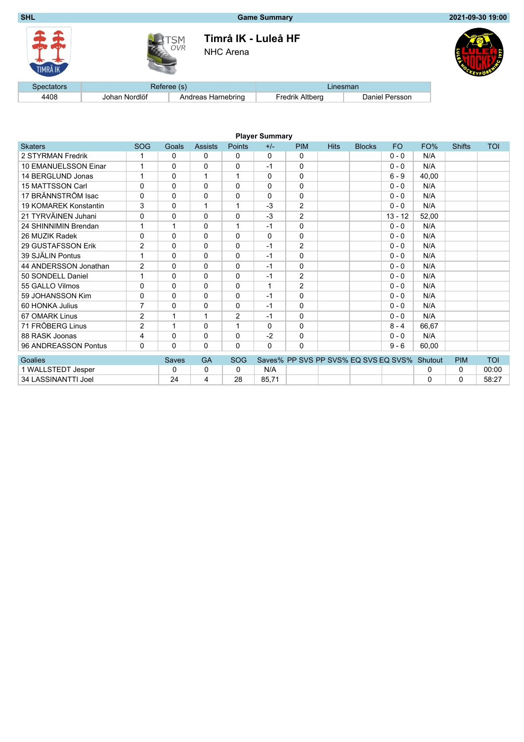SHL

**Game Summary**

2021-09-30 19:00

# Timrå IK - Luleå HF

NHC Arena

| Spectators | Referee (s) | | Linesman | |
|---|---|---|---|---|
| 4408 | Johan Nordlöf | Andreas Harnebring | Fredrik Altberg | Daniel Persson |

## Player Summary

| Skaters | SOG | Goals | Assists | Points | +/- | PIM | Hits | Blocks | FO | FO% | Shifts | TOI |
|---|---|---|---|---|---|---|---|---|---|---|---|---|
| 2 STYRMAN Fredrik | 1 | 0 | 0 | 0 | 0 | 0 | | | 0 - 0 | N/A | | |
| 10 EMANUELSSON Einar | 1 | 0 | 0 | 0 | -1 | 0 | | | 0 - 0 | N/A | | |
| 14 BERGLUND Jonas | 1 | 0 | 1 | 1 | 0 | 0 | | | 6 - 9 | 40,00 | | |
| 15 MATTSSON Carl | 0 | 0 | 0 | 0 | 0 | 0 | | | 0 - 0 | N/A | | |
| 17 BRÄNNSTRÖM Isac | 0 | 0 | 0 | 0 | 0 | 0 | | | 0 - 0 | N/A | | |
| 19 KOMAREK Konstantin | 3 | 0 | 1 | 1 | -3 | 2 | | | 0 - 0 | N/A | | |
| 21 TYRVÄINEN Juhani | 0 | 0 | 0 | 0 | -3 | 2 | | | 13 - 12 | 52,00 | | |
| 24 SHINNIMIN Brendan | 1 | 1 | 0 | 1 | -1 | 0 | | | 0 - 0 | N/A | | |
| 26 MUZIK Radek | 0 | 0 | 0 | 0 | 0 | 0 | | | 0 - 0 | N/A | | |
| 29 GUSTAFSSON Erik | 2 | 0 | 0 | 0 | -1 | 2 | | | 0 - 0 | N/A | | |
| 39 SJÄLIN Pontus | 1 | 0 | 0 | 0 | -1 | 0 | | | 0 - 0 | N/A | | |
| 44 ANDERSSON Jonathan | 2 | 0 | 0 | 0 | -1 | 0 | | | 0 - 0 | N/A | | |
| 50 SONDELL Daniel | 1 | 0 | 0 | 0 | -1 | 2 | | | 0 - 0 | N/A | | |
| 55 GALLO Vilmos | 0 | 0 | 0 | 0 | 1 | 2 | | | 0 - 0 | N/A | | |
| 59 JOHANSSON Kim | 0 | 0 | 0 | 0 | -1 | 0 | | | 0 - 0 | N/A | | |
| 60 HONKA Julius | 7 | 0 | 0 | 0 | -1 | 0 | | | 0 - 0 | N/A | | |
| 67 OMARK Linus | 2 | 1 | 1 | 2 | -1 | 0 | | | 0 - 0 | N/A | | |
| 71 FRÖBERG Linus | 2 | 1 | 0 | 1 | 0 | 0 | | | 8 - 4 | 66,67 | | |
| 88 RASK Joonas | 4 | 0 | 0 | 0 | -2 | 0 | | | 0 - 0 | N/A | | |
| 96 ANDREASSON Pontus | 0 | 0 | 0 | 0 | 0 | 0 | | | 9 - 6 | 60,00 | | |

| Goalies | Saves | GA | SOG | Saves% | PP SVS | PP SVS% | EQ SVS | EQ SVS% | Shutout | PIM | TOI |
|---|---|---|---|---|---|---|---|---|---|---|---|
| 1 WALLSTEDT Jesper | 0 | 0 | 0 | N/A | | | | | 0 | 0 | 00:00 |
| 34 LASSINANTTI Joel | 24 | 4 | 28 | 85,71 | | | | | 0 | 0 | 58:27 |